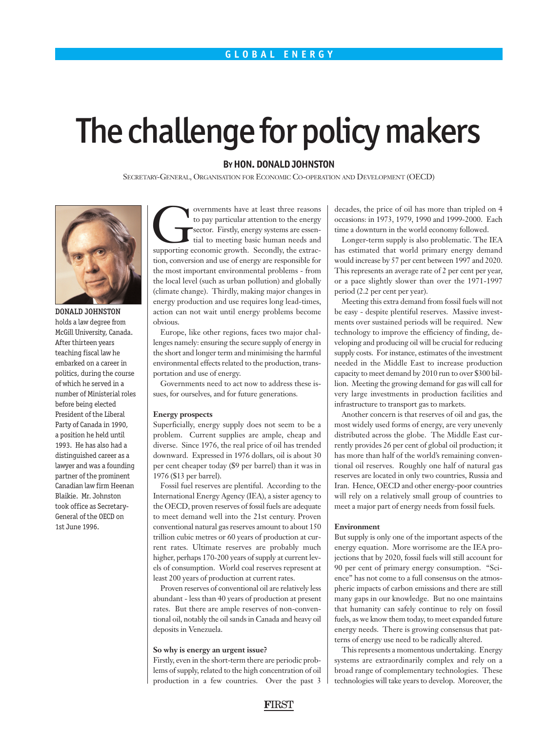# The challenge for policy makers

**By HON. DONALD JOHNSTON**

Secretary-General, Organisation for Economic Co-operation and Development (OECD)

**DONALD JOHNSTON** holds a law degree from McGill University, Canada. After thirteen years teaching fiscal law he embarked on a career in politics, during the course of which he served in a number of Ministerial roles before being elected President of the Liberal Party of Canada in 1990, a position he held until 1993. He has also had a distinguished career as a lawyer and was a founding partner of the prominent Canadian law firm Heenan Blaikie. Mr. Johnston took office as Secretary-General of the OECD on 1st June 1996.

Governments have at least three reasons to pay particular attention to the energy sector. Firstly, energy systems are essential to meeting basic human needs and supporting economic growth. Secondly, the extraction, conversion and use of energy are responsible for the most important environmental problems - from the local level (such as urban pollution) and globally (climate change). Thirdly, making major changes in energy production and use requires long lead-times, action can not wait until energy problems become obvious.

Europe, like other regions, faces two major challenges namely: ensuring the secure supply of energy in the short and longer term and minimising the harmful environmental effects related to the production, transportation and use of energy.

Governments need to act now to address these issues, for ourselves, and for future generations.

**Energy prospects**

Superficially, energy supply does not seem to be a problem. Current supplies are ample, cheap and diverse. Since 1976, the real price of oil has trended downward. Expressed in 1976 dollars, oil is about 30 per cent cheaper today ($9 per barrel) than it was in 1976 ($13 per barrel).

Fossil fuel reserves are plentiful. According to the International Energy Agency (IEA), a sister agency to the OECD, proven reserves of fossil fuels are adequate to meet demand well into the 21st century. Proven conventional natural gas reserves amount to about 150 trillion cubic metres or 60 years of production at current rates. Ultimate reserves are probably much higher, perhaps 170-200 years of supply at current levels of consumption. World coal reserves represent at least 200 years of production at current rates.

Proven reserves of conventional oil are relatively less abundant - less than 40 years of production at present rates. But there are ample reserves of non-conventional oil, notably the oil sands in Canada and heavy oil deposits in Venezuela.

**So why is energy an urgent issue?**

Firstly, even in the short-term there are periodic problems of supply, related to the high concentration of oil production in a few countries. Over the past 3 decades, the price of oil has more than tripled on 4 occasions: in 1973, 1979, 1990 and 1999-2000. Each time a downturn in the world economy followed.

Longer-term supply is also problematic. The IEA has estimated that world primary energy demand would increase by 57 per cent between 1997 and 2020. This represents an average rate of 2 per cent per year, or a pace slightly slower than over the 1971-1997 period (2.2 per cent per year).

Meeting this extra demand from fossil fuels will not be easy - despite plentiful reserves. Massive investments over sustained periods will be required. New technology to improve the efficiency of finding, developing and producing oil will be crucial for reducing supply costs. For instance, estimates of the investment needed in the Middle East to increase production capacity to meet demand by 2010 run to over $300 billion. Meeting the growing demand for gas will call for very large investments in production facilities and infrastructure to transport gas to markets.

Another concern is that reserves of oil and gas, the most widely used forms of energy, are very unevenly distributed across the globe. The Middle East currently provides 26 per cent of global oil production; it has more than half of the world's remaining conventional oil reserves. Roughly one half of natural gas reserves are located in only two countries, Russia and Iran. Hence, OECD and other energy-poor countries will rely on a relatively small group of countries to meet a major part of energy needs from fossil fuels.

**Environment**

But supply is only one of the important aspects of the energy equation. More worrisome are the IEA projections that by 2020, fossil fuels will still account for 90 per cent of primary energy consumption. "Science" has not come to a full consensus on the atmospheric impacts of carbon emissions and there are still many gaps in our knowledge. But no one maintains that humanity can safely continue to rely on fossil fuels, as we know them today, to meet expanded future energy needs. There is growing consensus that patterns of energy use need to be radically altered.

This represents a momentous undertaking. Energy systems are extraordinarily complex and rely on a broad range of complementary technologies. These technologies will take years to develop. Moreover, the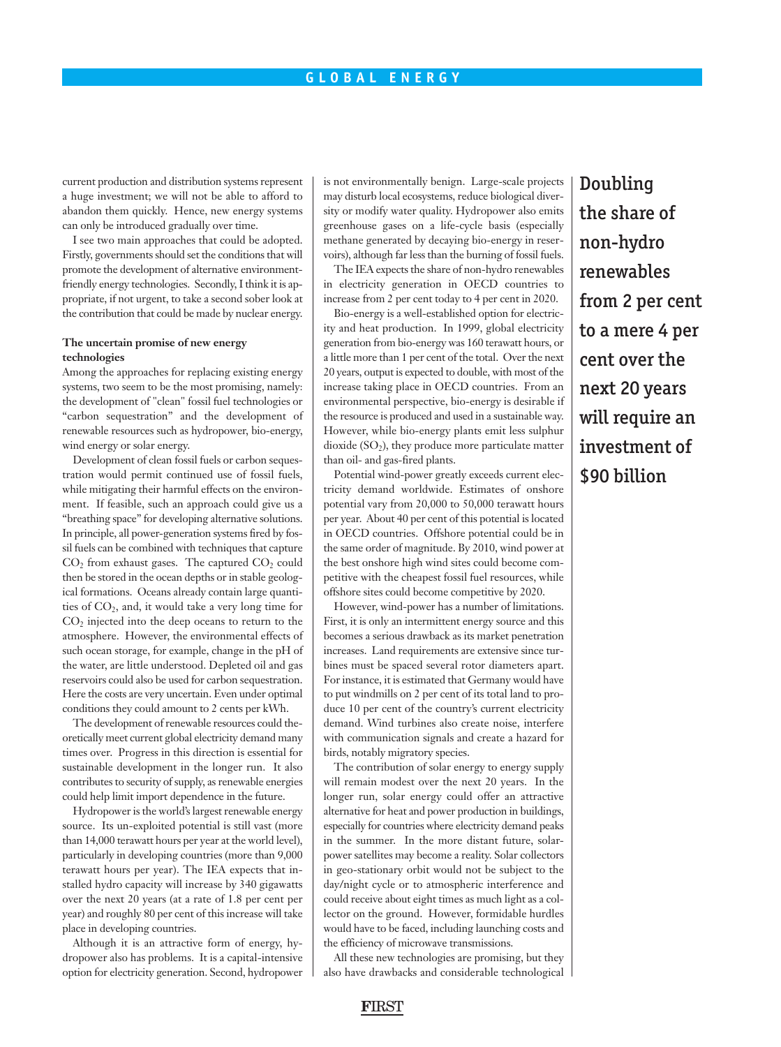current production and distribution systems represent a huge investment; we will not be able to afford to abandon them quickly. Hence, new energy systems can only be introduced gradually over time.

I see two main approaches that could be adopted. Firstly, governments should set the conditions that will promote the development of alternative environment-friendly energy technologies. Secondly, I think it is appropriate, if not urgent, to take a second sober look at the contribution that could be made by nuclear energy.

**The uncertain promise of new energy technologies**

Among the approaches for replacing existing energy systems, two seem to be the most promising, namely: the development of "clean" fossil fuel technologies or "carbon sequestration" and the development of renewable resources such as hydropower, bio-energy, wind energy or solar energy.

Development of clean fossil fuels or carbon sequestration would permit continued use of fossil fuels, while mitigating their harmful effects on the environment. If feasible, such an approach could give us a "breathing space" for developing alternative solutions. In principle, all power-generation systems fired by fossil fuels can be combined with techniques that capture $CO_2$ from exhaust gases. The captured $CO_2$ could then be stored in the ocean depths or in stable geological formations. Oceans already contain large quantities of $CO_2$, and, it would take a very long time for $CO_2$ injected into the deep oceans to return to the atmosphere. However, the environmental effects of such ocean storage, for example, change in the pH of the water, are little understood. Depleted oil and gas reservoirs could also be used for carbon sequestration. Here the costs are very uncertain. Even under optimal conditions they could amount to 2 cents per kWh.

The development of renewable resources could theoretically meet current global electricity demand many times over. Progress in this direction is essential for sustainable development in the longer run. It also contributes to security of supply, as renewable energies could help limit import dependence in the future.

Hydropower is the world's largest renewable energy source. Its un-exploited potential is still vast (more than 14,000 terawatt hours per year at the world level), particularly in developing countries (more than 9,000 terawatt hours per year). The IEA expects that installed hydro capacity will increase by 340 gigawatts over the next 20 years (at a rate of 1.8 per cent per year) and roughly 80 per cent of this increase will take place in developing countries.

Although it is an attractive form of energy, hydropower also has problems. It is a capital-intensive option for electricity generation. Second, hydropower is not environmentally benign. Large-scale projects may disturb local ecosystems, reduce biological diversity or modify water quality. Hydropower also emits greenhouse gases on a life-cycle basis (especially methane generated by decaying bio-energy in reservoirs), although far less than the burning of fossil fuels.

The IEA expects the share of non-hydro renewables in electricity generation in OECD countries to increase from 2 per cent today to 4 per cent in 2020.

Bio-energy is a well-established option for electricity and heat production. In 1999, global electricity generation from bio-energy was 160 terawatt hours, or a little more than 1 per cent of the total. Over the next 20 years, output is expected to double, with most of the increase taking place in OECD countries. From an environmental perspective, bio-energy is desirable if the resource is produced and used in a sustainable way. However, while bio-energy plants emit less sulphur dioxide ($SO_2$), they produce more particulate matter than oil- and gas-fired plants.

Potential wind-power greatly exceeds current electricity demand worldwide. Estimates of onshore potential vary from 20,000 to 50,000 terawatt hours per year. About 40 per cent of this potential is located in OECD countries. Offshore potential could be in the same order of magnitude. By 2010, wind power at the best onshore high wind sites could become competitive with the cheapest fossil fuel resources, while offshore sites could become competitive by 2020.

However, wind-power has a number of limitations. First, it is only an intermittent energy source and this becomes a serious drawback as its market penetration increases. Land requirements are extensive since turbines must be spaced several rotor diameters apart. For instance, it is estimated that Germany would have to put windmills on 2 per cent of its total land to produce 10 per cent of the country's current electricity demand. Wind turbines also create noise, interfere with communication signals and create a hazard for birds, notably migratory species.

The contribution of solar energy to energy supply will remain modest over the next 20 years. In the longer run, solar energy could offer an attractive alternative for heat and power production in buildings, especially for countries where electricity demand peaks in the summer. In the more distant future, solar-power satellites may become a reality. Solar collectors in geo-stationary orbit would not be subject to the day/night cycle or to atmospheric interference and could receive about eight times as much light as a collector on the ground. However, formidable hurdles would have to be faced, including launching costs and the efficiency of microwave transmissions.

All these new technologies are promising, but they also have drawbacks and considerable technological

**Doubling the share of non-hydro renewables from 2 per cent to a mere 4 per cent over the next 20 years will require an investment of $90 billion**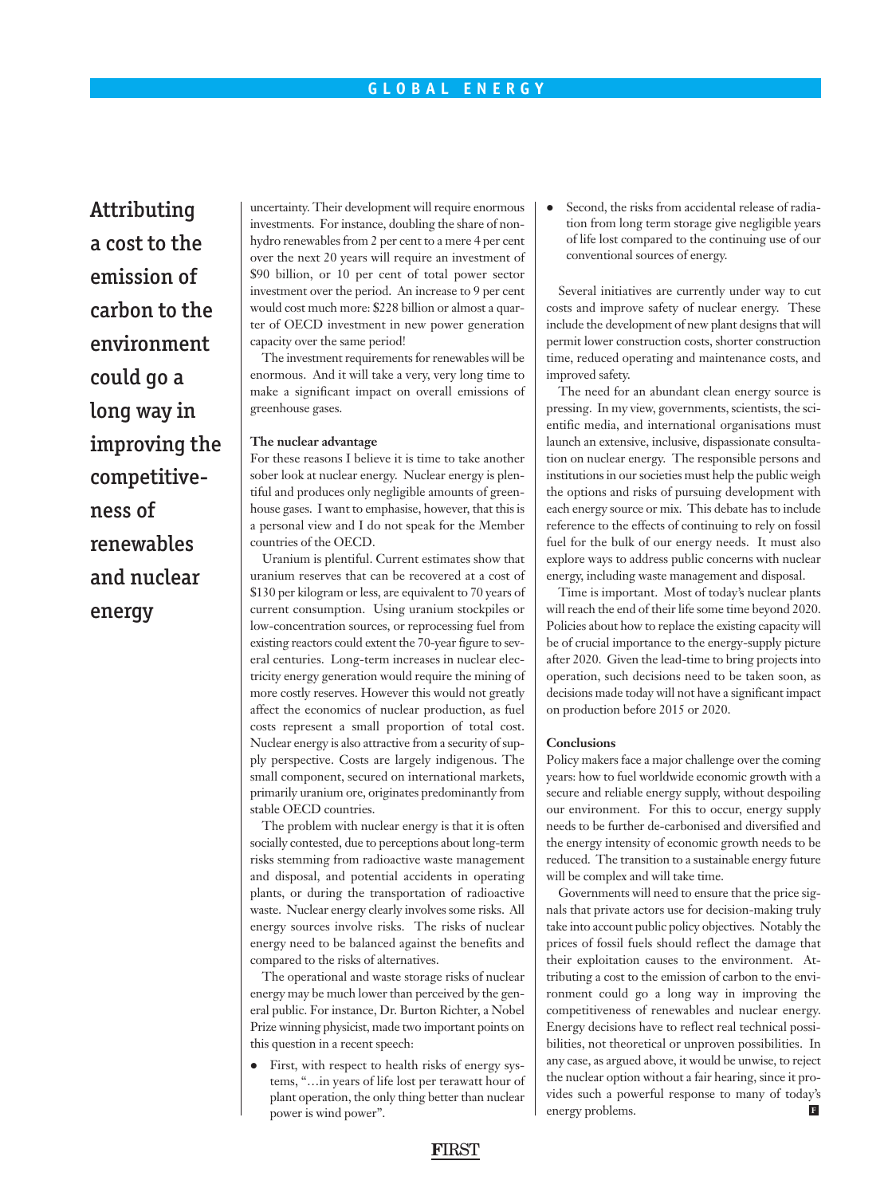> **Attributing a cost to the emission of carbon to the environment could go a long way in improving the competitiveness of renewables and nuclear energy**

uncertainty. Their development will require enormous investments. For instance, doubling the share of non-hydro renewables from 2 per cent to a mere 4 per cent over the next 20 years will require an investment of $90 billion, or 10 per cent of total power sector investment over the period. An increase to 9 per cent would cost much more: $228 billion or almost a quarter of OECD investment in new power generation capacity over the same period!

The investment requirements for renewables will be enormous. And it will take a very, very long time to make a significant impact on overall emissions of greenhouse gases.

### The nuclear advantage

For these reasons I believe it is time to take another sober look at nuclear energy. Nuclear energy is plentiful and produces only negligible amounts of greenhouse gases. I want to emphasise, however, that this is a personal view and I do not speak for the Member countries of the OECD.

Uranium is plentiful. Current estimates show that uranium reserves that can be recovered at a cost of $130 per kilogram or less, are equivalent to 70 years of current consumption. Using uranium stockpiles or low-concentration sources, or reprocessing fuel from existing reactors could extent the 70-year figure to several centuries. Long-term increases in nuclear electricity energy generation would require the mining of more costly reserves. However this would not greatly affect the economics of nuclear production, as fuel costs represent a small proportion of total cost. Nuclear energy is also attractive from a security of supply perspective. Costs are largely indigenous. The small component, secured on international markets, primarily uranium ore, originates predominantly from stable OECD countries.

The problem with nuclear energy is that it is often socially contested, due to perceptions about long-term risks stemming from radioactive waste management and disposal, and potential accidents in operating plants, or during the transportation of radioactive waste. Nuclear energy clearly involves some risks. All energy sources involve risks. The risks of nuclear energy need to be balanced against the benefits and compared to the risks of alternatives.

The operational and waste storage risks of nuclear energy may be much lower than perceived by the general public. For instance, Dr. Burton Richter, a Nobel Prize winning physicist, made two important points on this question in a recent speech:

- First, with respect to health risks of energy systems, "…in years of life lost per terawatt hour of plant operation, the only thing better than nuclear power is wind power".
- Second, the risks from accidental release of radiation from long term storage give negligible years of life lost compared to the continuing use of our conventional sources of energy.

Several initiatives are currently under way to cut costs and improve safety of nuclear energy. These include the development of new plant designs that will permit lower construction costs, shorter construction time, reduced operating and maintenance costs, and improved safety.

The need for an abundant clean energy source is pressing. In my view, governments, scientists, the scientific media, and international organisations must launch an extensive, inclusive, dispassionate consultation on nuclear energy. The responsible persons and institutions in our societies must help the public weigh the options and risks of pursuing development with each energy source or mix. This debate has to include reference to the effects of continuing to rely on fossil fuel for the bulk of our energy needs. It must also explore ways to address public concerns with nuclear energy, including waste management and disposal.

Time is important. Most of today's nuclear plants will reach the end of their life some time beyond 2020. Policies about how to replace the existing capacity will be of crucial importance to the energy-supply picture after 2020. Given the lead-time to bring projects into operation, such decisions need to be taken soon, as decisions made today will not have a significant impact on production before 2015 or 2020.

### Conclusions

Policy makers face a major challenge over the coming years: how to fuel worldwide economic growth with a secure and reliable energy supply, without despoiling our environment. For this to occur, energy supply needs to be further de-carbonised and diversified and the energy intensity of economic growth needs to be reduced. The transition to a sustainable energy future will be complex and will take time.

Governments will need to ensure that the price signals that private actors use for decision-making truly take into account public policy objectives. Notably the prices of fossil fuels should reflect the damage that their exploitation causes to the environment. Attributing a cost to the emission of carbon to the environment could go a long way in improving the competitiveness of renewables and nuclear energy. Energy decisions have to reflect real technical possibilities, not theoretical or unproven possibilities. In any case, as argued above, it would be unwise, to reject the nuclear option without a fair hearing, since it provides such a powerful response to many of today's energy problems.